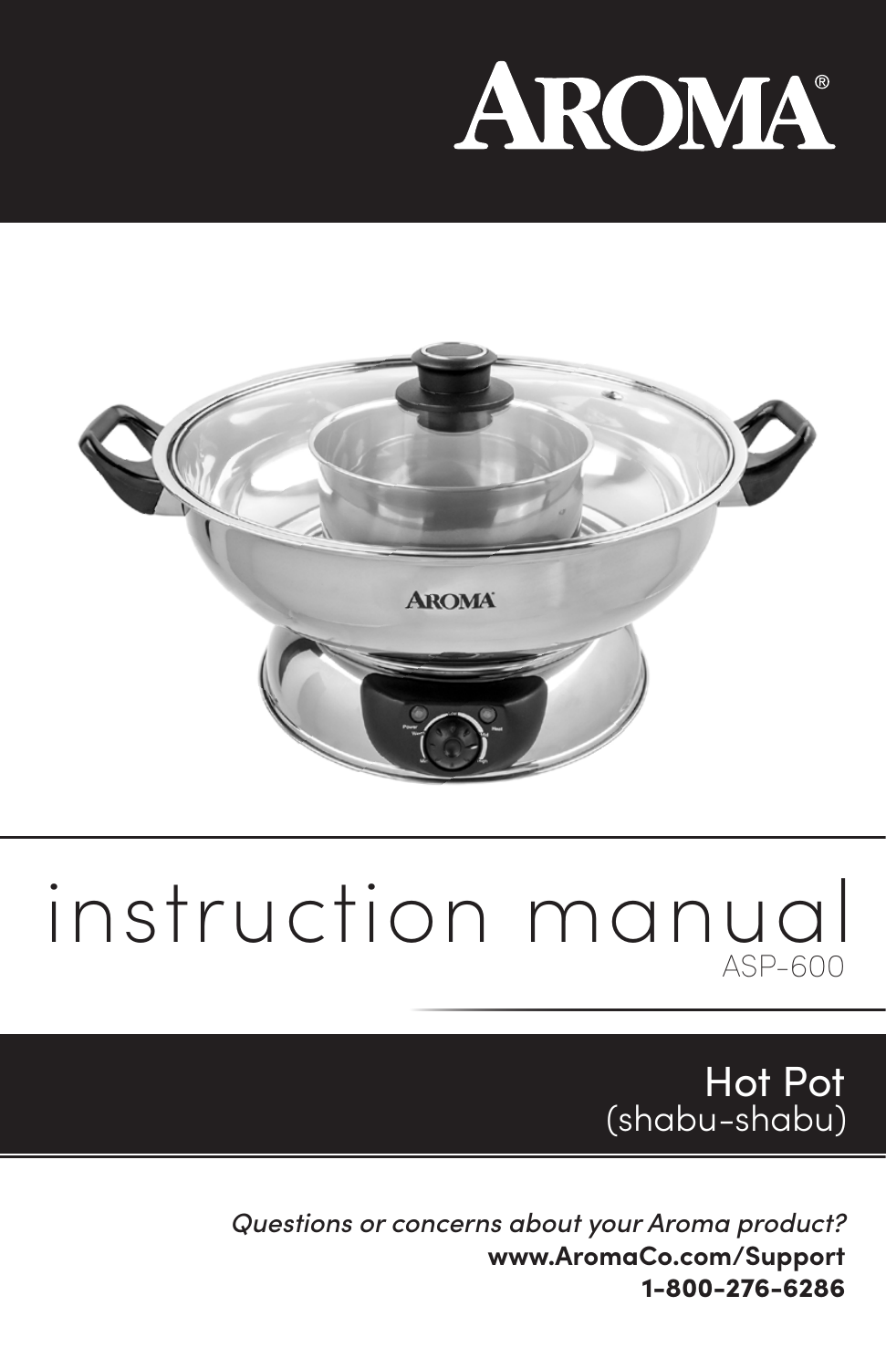# AROMA®

# instruction manual

ASP-600

## Hot Pot
(shabu-shabu)

*Questions or concerns about your Aroma product?*

**www.AromaCo.com/Support**

**1-800-276-6286**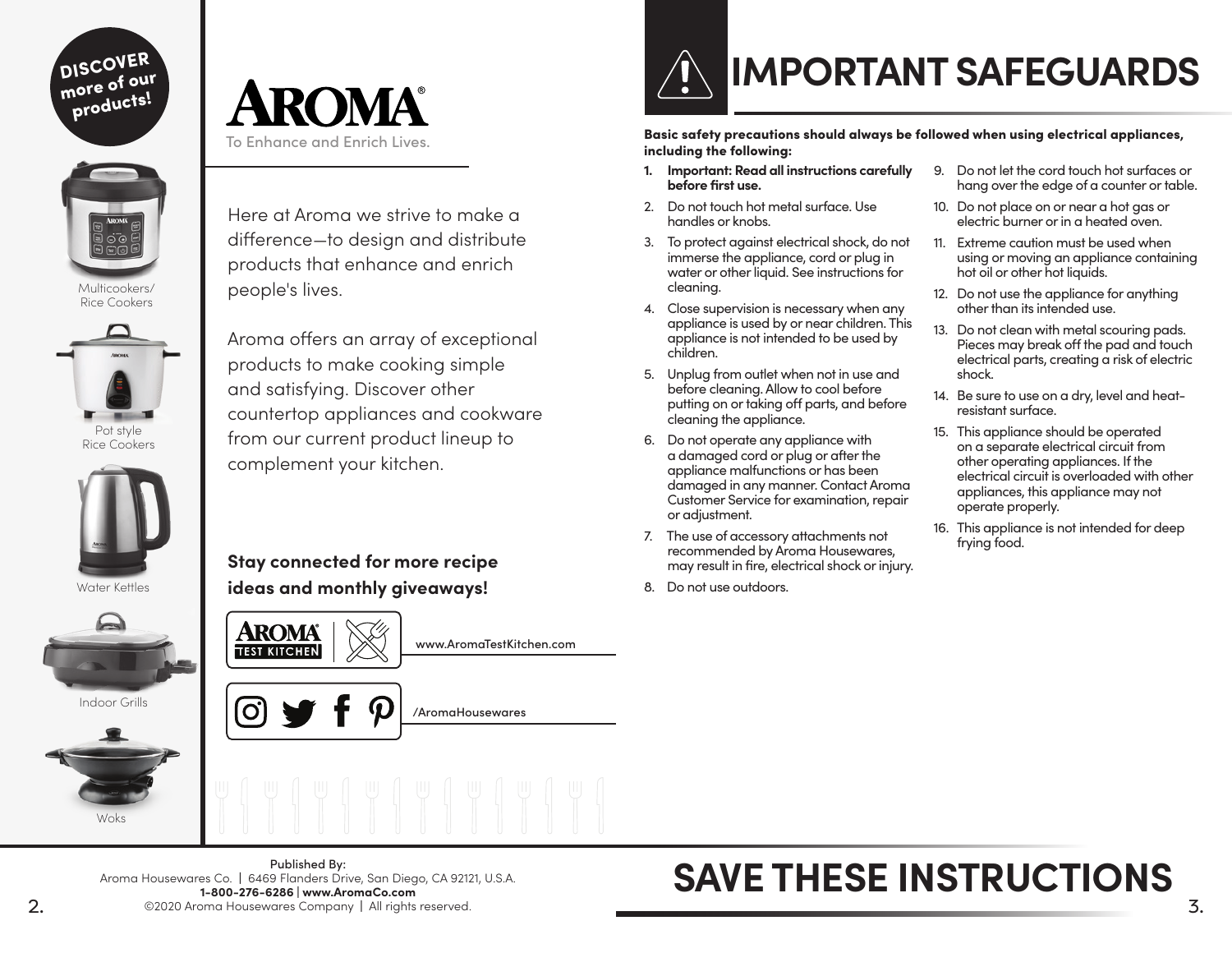DISCOVER more of our products!

Multicookers/ Rice Cookers

Pot style Rice Cookers

Water Kettles

Indoor Grills

Woks

# AROMA®

To Enhance and Enrich Lives.

Here at Aroma we strive to make a difference—to design and distribute products that enhance and enrich people's lives.

Aroma offers an array of exceptional products to make cooking simple and satisfying. Discover other countertop appliances and cookware from our current product lineup to complement your kitchen.

**Stay connected for more recipe ideas and monthly giveaways!**

AROMA® TEST KITCHEN — www.AromaTestKitchen.com

/AromaHousewares

Published By:
Aroma Housewares Co. | 6469 Flanders Drive, San Diego, CA 92121, U.S.A.
**1-800-276-6286** | **www.AromaCo.com**
©2020 Aroma Housewares Company | All rights reserved.

# IMPORTANT SAFEGUARDS

**Basic safety precautions should always be followed when using electrical appliances, including the following:**

1. **Important: Read all instructions carefully before first use.**
2. Do not touch hot metal surface. Use handles or knobs.
3. To protect against electrical shock, do not immerse the appliance, cord or plug in water or other liquid. See instructions for cleaning.
4. Close supervision is necessary when any appliance is used by or near children. This appliance is not intended to be used by children.
5. Unplug from outlet when not in use and before cleaning. Allow to cool before putting on or taking off parts, and before cleaning the appliance.
6. Do not operate any appliance with a damaged cord or plug or after the appliance malfunctions or has been damaged in any manner. Contact Aroma Customer Service for examination, repair or adjustment.
7. The use of accessory attachments not recommended by Aroma Housewares, may result in fire, electrical shock or injury.
8. Do not use outdoors.
9. Do not let the cord touch hot surfaces or hang over the edge of a counter or table.
10. Do not place on or near a hot gas or electric burner or in a heated oven.
11. Extreme caution must be used when using or moving an appliance containing hot oil or other hot liquids.
12. Do not use the appliance for anything other than its intended use.
13. Do not clean with metal scouring pads. Pieces may break off the pad and touch electrical parts, creating a risk of electric shock.
14. Be sure to use on a dry, level and heat-resistant surface.
15. This appliance should be operated on a separate electrical circuit from other operating appliances. If the electrical circuit is overloaded with other appliances, this appliance may not operate properly.
16. This appliance is not intended for deep frying food.

# SAVE THESE INSTRUCTIONS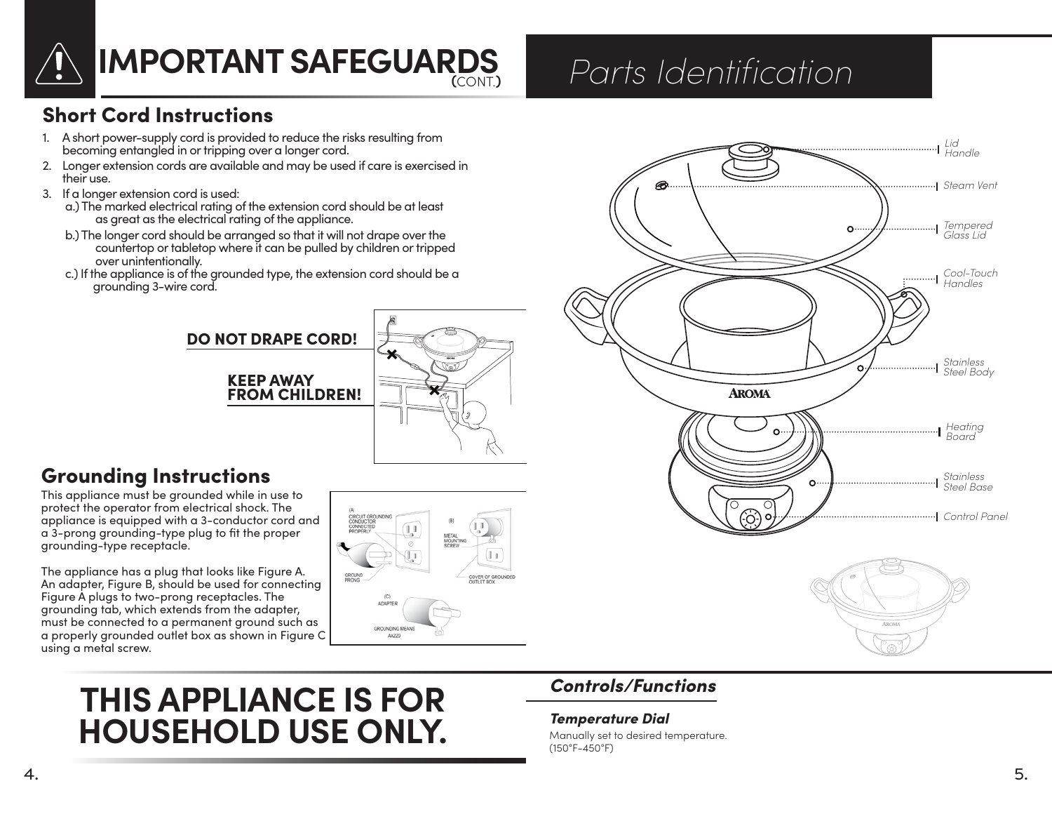# IMPORTANT SAFEGUARDS (CONT.)

## Short Cord Instructions

1. A short power-supply cord is provided to reduce the risks resulting from becoming entangled in or tripping over a longer cord.
2. Longer extension cords are available and may be used if care is exercised in their use.
3. If a longer extension cord is used:
   a.) The marked electrical rating of the extension cord should be at least as great as the electrical rating of the appliance.
   b.) The longer cord should be arranged so that it will not drape over the countertop or tabletop where it can be pulled by children or tripped over unintentionally.
   c.) If the appliance is of the grounded type, the extension cord should be a grounding 3-wire cord.

**DO NOT DRAPE CORD!**

**KEEP AWAY FROM CHILDREN!**

## Grounding Instructions

This appliance must be grounded while in use to protect the operator from electrical shock. The appliance is equipped with a 3-conductor cord and a 3-prong grounding-type plug to fit the proper grounding-type receptacle.

The appliance has a plug that looks like Figure A. An adapter, Figure B, should be used for connecting Figure A plugs to two-prong receptacles. The grounding tab, which extends from the adapter, must be connected to a permanent ground such as a properly grounded outlet box as shown in Figure C using a metal screw.

(A) CIRCUIT GROUNDING CONDUCTOR CONNECTED PROPERLY

GROUND PRONG

(B) METAL MOUNTING SCREW

COVER OF GROUNDED OUTLET BOX

(C) ADAPTER

GROUNDING MEANS

AA220

# THIS APPLIANCE IS FOR HOUSEHOLD USE ONLY.

# *Parts Identification*

- *Lid Handle*
- *Steam Vent*
- *Tempered Glass Lid*
- *Cool-Touch Handles*
- *Stainless Steel Body*
- *Heating Board*
- *Stainless Steel Base*
- *Control Panel*

## *Controls/Functions*

### *Temperature Dial*

Manually set to desired temperature. (150°F-450°F)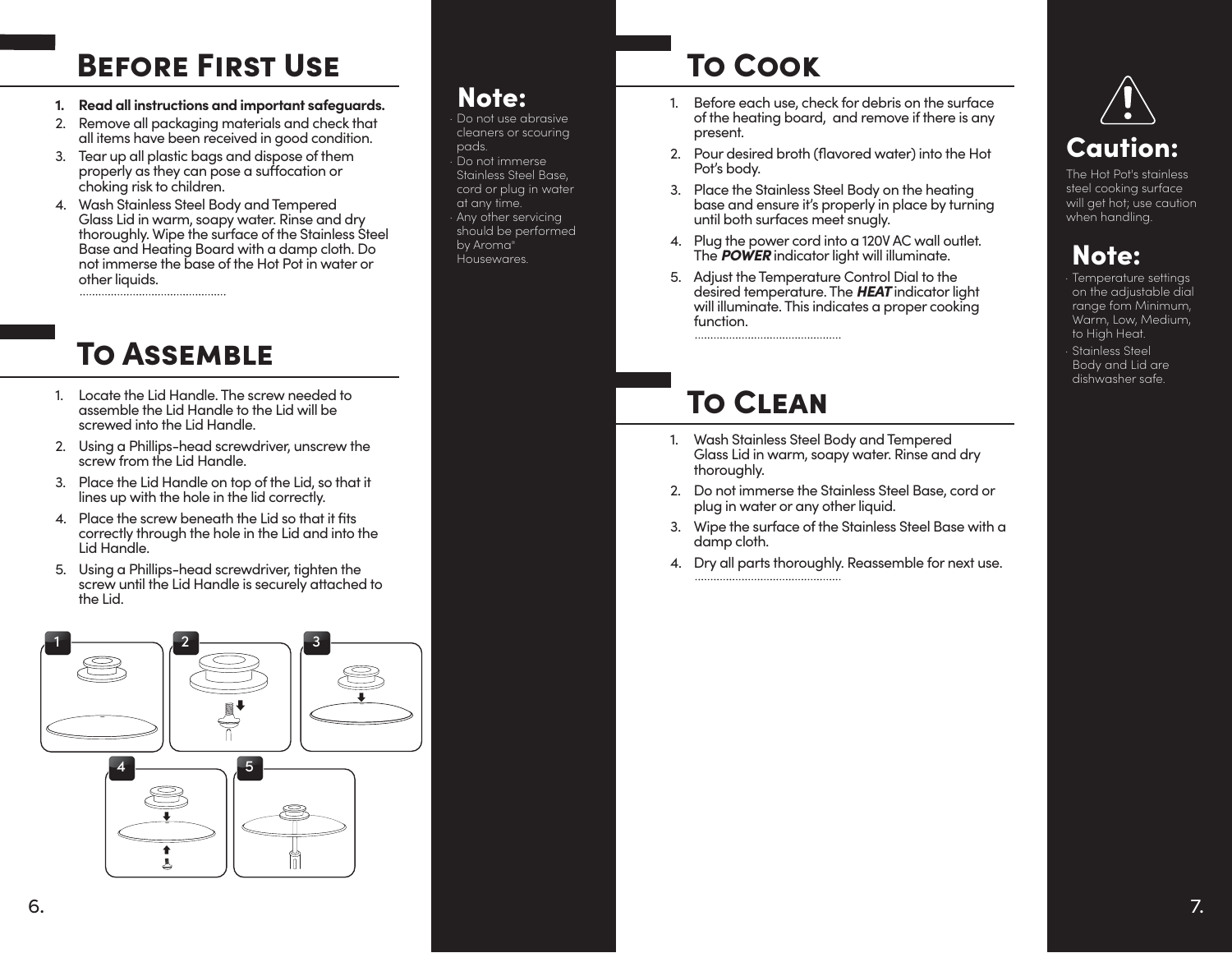## Before First Use

1. **Read all instructions and important safeguards.**
2. Remove all packaging materials and check that all items have been received in good condition.
3. Tear up all plastic bags and dispose of them properly as they can pose a suffocation or choking risk to children.
4. Wash Stainless Steel Body and Tempered Glass Lid in warm, soapy water. Rinse and dry thoroughly. Wipe the surface of the Stainless Steel Base and Heating Board with a damp cloth. Do not immerse the base of the Hot Pot in water or other liquids.

## To Assemble

1. Locate the Lid Handle. The screw needed to assemble the Lid Handle to the Lid will be screwed into the Lid Handle.
2. Using a Phillips-head screwdriver, unscrew the screw from the Lid Handle.
3. Place the Lid Handle on top of the Lid, so that it lines up with the hole in the lid correctly.
4. Place the screw beneath the Lid so that it fits correctly through the hole in the Lid and into the Lid Handle.
5. Using a Phillips-head screwdriver, tighten the screw until the Lid Handle is securely attached to the Lid.

1 2 3 4 5

### Note:

- Do not use abrasive cleaners or scouring pads.
- Do not immerse Stainless Steel Base, cord or plug in water at any time.
- Any other servicing should be performed by Aroma® Housewares.

## To Cook

1. Before each use, check for debris on the surface of the heating board, and remove if there is any present.
2. Pour desired broth (flavored water) into the Hot Pot's body.
3. Place the Stainless Steel Body on the heating base and ensure it's properly in place by turning until both surfaces meet snugly.
4. Plug the power cord into a 120V AC wall outlet. The ***POWER*** indicator light will illuminate.
5. Adjust the Temperature Control Dial to the desired temperature. The ***HEAT*** indicator light will illuminate. This indicates a proper cooking function.

## To Clean

1. Wash Stainless Steel Body and Tempered Glass Lid in warm, soapy water. Rinse and dry thoroughly.
2. Do not immerse the Stainless Steel Base, cord or plug in water or any other liquid.
3. Wipe the surface of the Stainless Steel Base with a damp cloth.
4. Dry all parts thoroughly. Reassemble for next use.

### Caution:

The Hot Pot's stainless steel cooking surface will get hot; use caution when handling.

### Note:

- Temperature settings on the adjustable dial range fom Minimum, Warm, Low, Medium, to High Heat.
- Stainless Steel Body and Lid are dishwasher safe.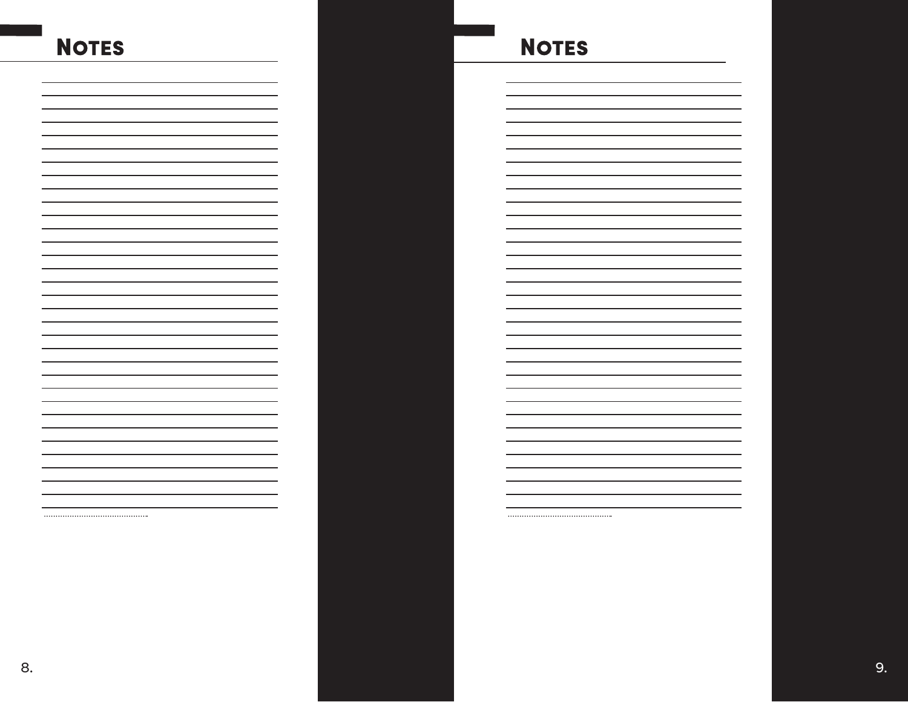# Notes

# Notes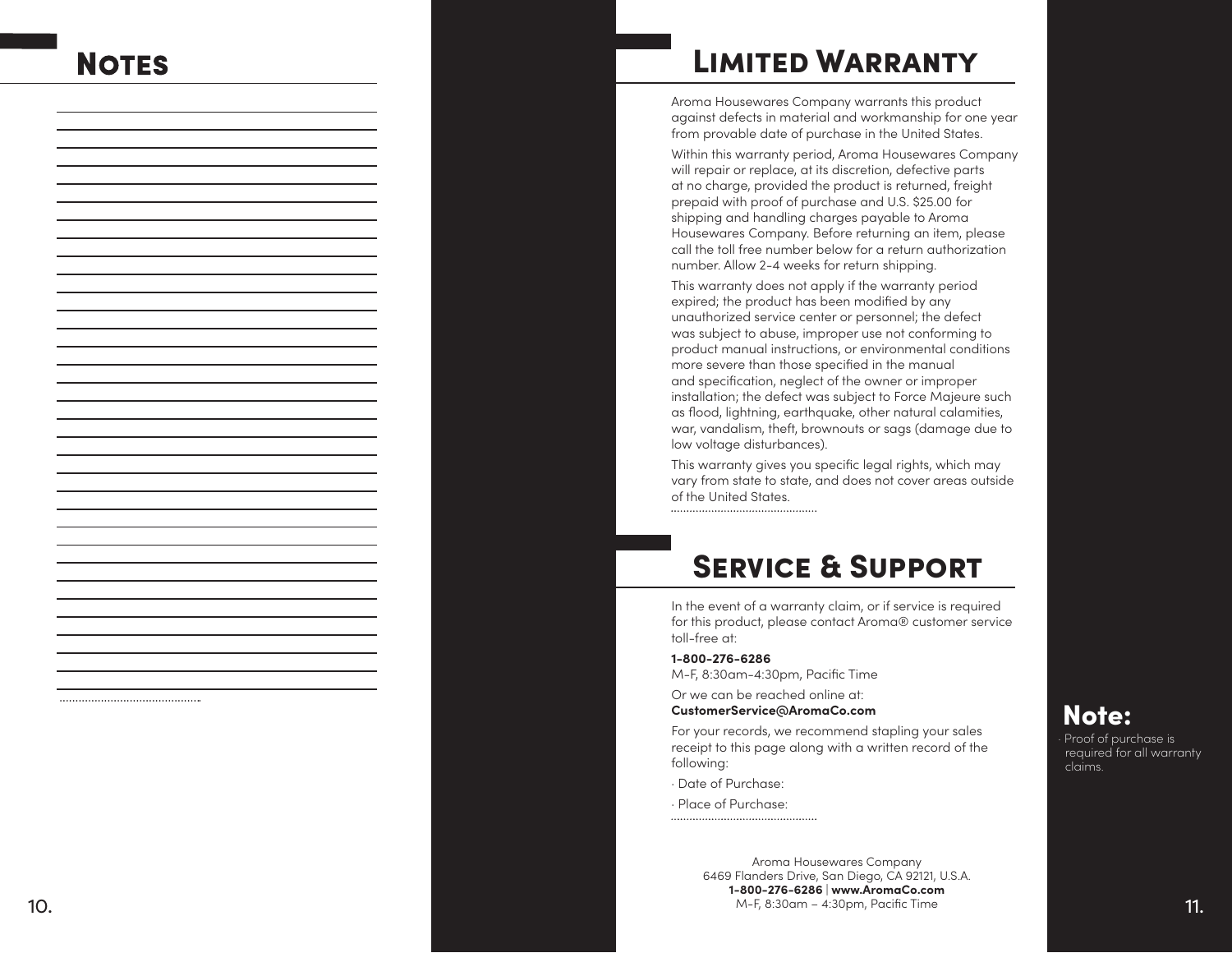## Notes

## Limited Warranty

Aroma Housewares Company warrants this product against defects in material and workmanship for one year from provable date of purchase in the United States.

Within this warranty period, Aroma Housewares Company will repair or replace, at its discretion, defective parts at no charge, provided the product is returned, freight prepaid with proof of purchase and U.S. $25.00 for shipping and handling charges payable to Aroma Housewares Company. Before returning an item, please call the toll free number below for a return authorization number. Allow 2-4 weeks for return shipping.

This warranty does not apply if the warranty period expired; the product has been modified by any unauthorized service center or personnel; the defect was subject to abuse, improper use not conforming to product manual instructions, or environmental conditions more severe than those specified in the manual and specification, neglect of the owner or improper installation; the defect was subject to Force Majeure such as flood, lightning, earthquake, other natural calamities, war, vandalism, theft, brownouts or sags (damage due to low voltage disturbances).

This warranty gives you specific legal rights, which may vary from state to state, and does not cover areas outside of the United States.

## Service & Support

In the event of a warranty claim, or if service is required for this product, please contact Aroma® customer service toll-free at:

**1-800-276-6286**
M-F, 8:30am-4:30pm, Pacific Time

Or we can be reached online at:
**CustomerService@AromaCo.com**

For your records, we recommend stapling your sales receipt to this page along with a written record of the following:

· Date of Purchase:

· Place of Purchase:

Aroma Housewares Company
6469 Flanders Drive, San Diego, CA 92121, U.S.A.
**1-800-276-6286** | **www.AromaCo.com**
M-F, 8:30am – 4:30pm, Pacific Time

**Note:**

· Proof of purchase is required for all warranty claims.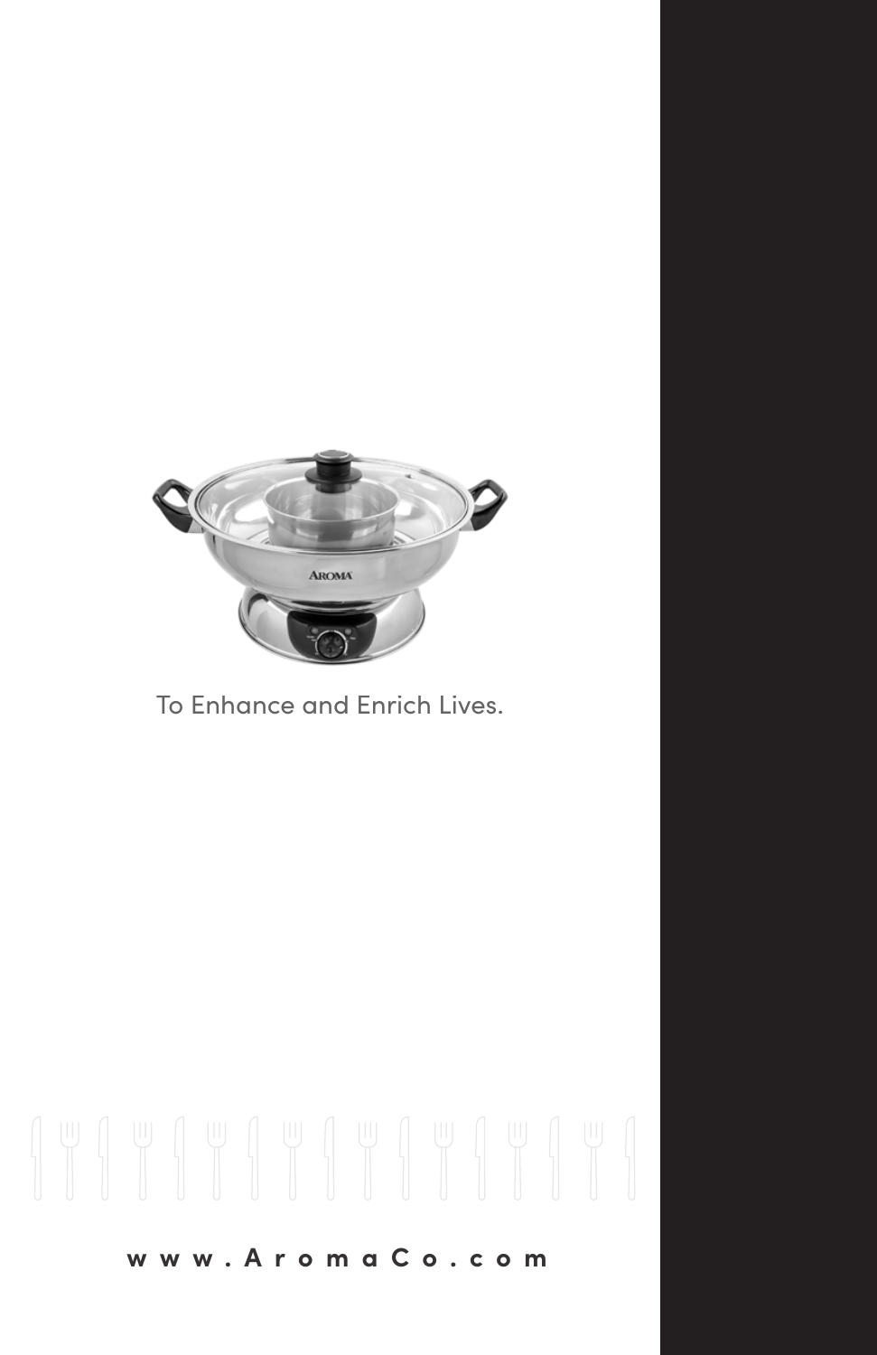To Enhance and Enrich Lives.

www.AromaCo.com